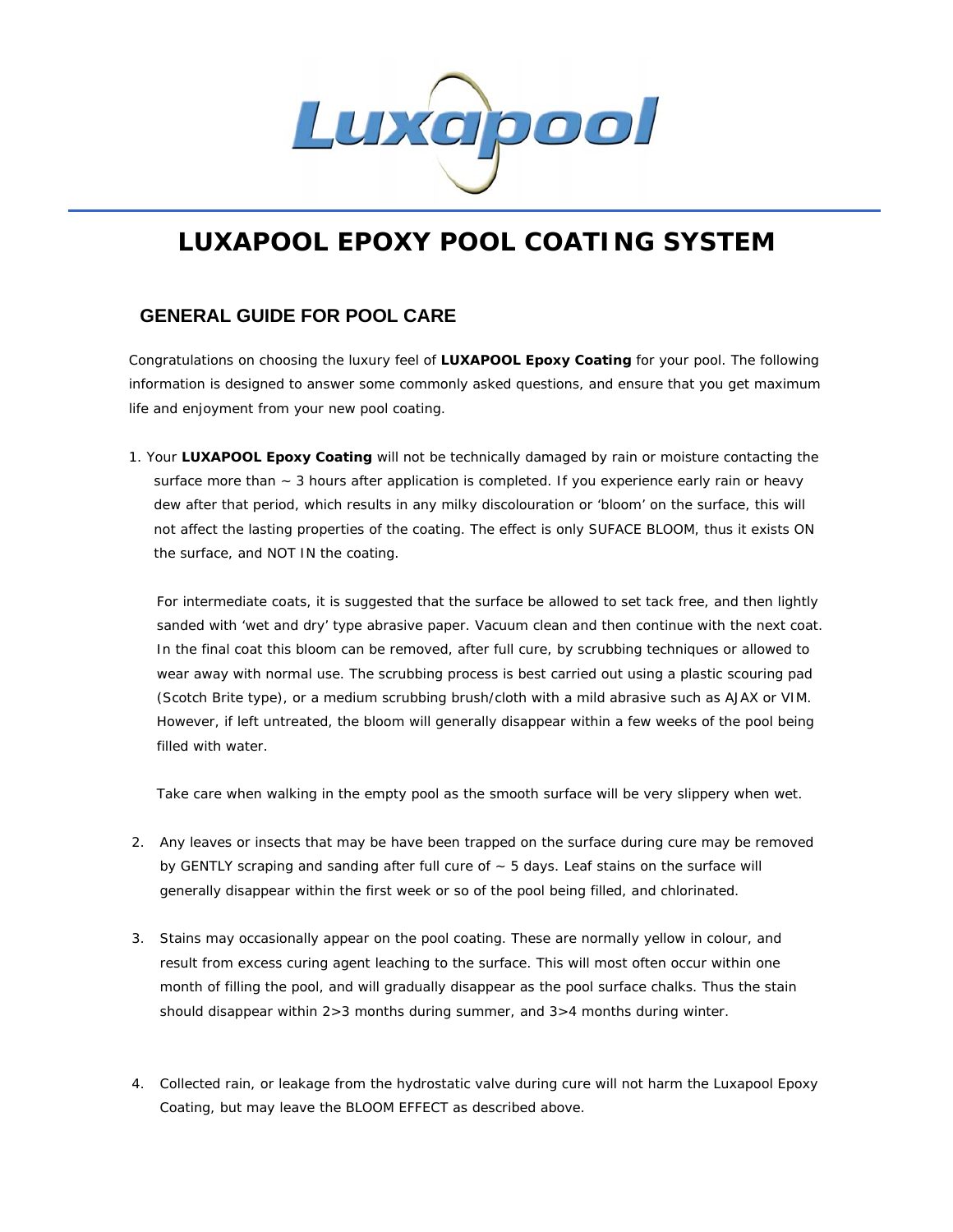Luxapool

# LUXAPOOL EPOXY POOL COATING SYSTEM

## GENERAL GUIDE FOR POOL CARE

Congratulations on choosing the luxury feel of **LUXAPOOL Epoxy Coating** for your pool. The following information is designed to answer some commonly asked questions, and ensure that you get maximum life and enjoyment from your new pool coating.

1. Your **LUXAPOOL Epoxy Coating** will not be technically damaged by rain or moisture contacting the surface more than ~ 3 hours after application is completed. If you experience early rain or heavy dew after that period, which results in any milky discolouration or 'bloom' on the surface, this will not affect the lasting properties of the coating. The effect is only SUFACE BLOOM, thus it exists ON the surface, and NOT IN the coating.

   For intermediate coats, it is suggested that the surface be allowed to set tack free, and then lightly sanded with 'wet and dry' type abrasive paper. Vacuum clean and then continue with the next coat. In the final coat this bloom can be removed, after full cure, by scrubbing techniques or allowed to wear away with normal use. The scrubbing process is best carried out using a plastic scouring pad (Scotch Brite type), or a medium scrubbing brush/cloth with a mild abrasive such as AJAX or VIM. However, if left untreated, the bloom will generally disappear within a few weeks of the pool being filled with water.

   Take care when walking in the empty pool as the smooth surface will be very slippery when wet.

2. Any leaves or insects that may be have been trapped on the surface during cure may be removed by GENTLY scraping and sanding after full cure of ~ 5 days. Leaf stains on the surface will generally disappear within the first week or so of the pool being filled, and chlorinated.

3. Stains may occasionally appear on the pool coating. These are normally yellow in colour, and result from excess curing agent leaching to the surface. This will most often occur within one month of filling the pool, and will gradually disappear as the pool surface chalks. Thus the stain should disappear within 2>3 months during summer, and 3>4 months during winter.

4. Collected rain, or leakage from the hydrostatic valve during cure will not harm the Luxapool Epoxy Coating, but may leave the BLOOM EFFECT as described above.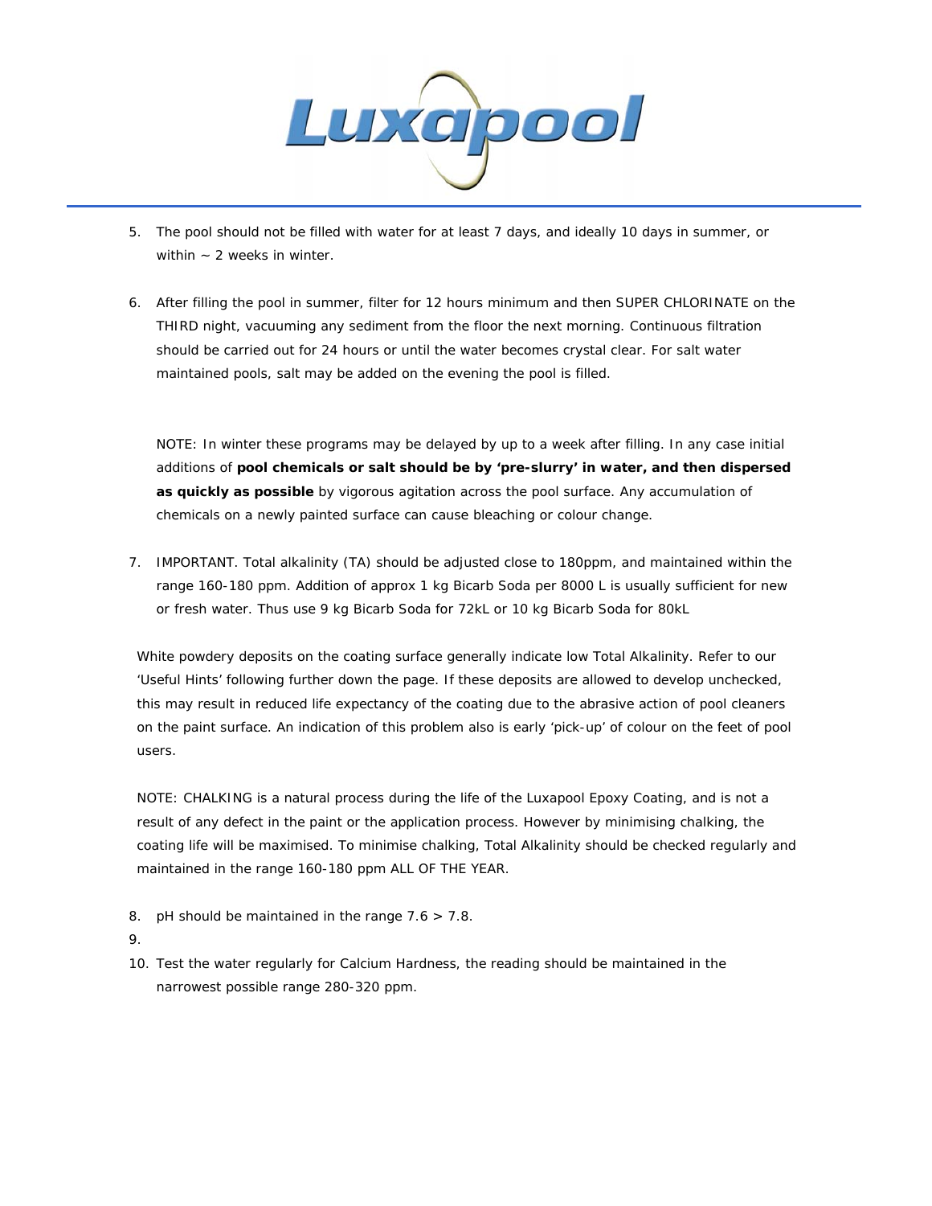5. The pool should not be filled with water for at least 7 days, and ideally 10 days in summer, or within ~ 2 weeks in winter.

6. After filling the pool in summer, filter for 12 hours minimum and then SUPER CHLORINATE on the THIRD night, vacuuming any sediment from the floor the next morning. Continuous filtration should be carried out for 24 hours or until the water becomes crystal clear. For salt water maintained pools, salt may be added on the evening the pool is filled.

   NOTE: In winter these programs may be delayed by up to a week after filling. In any case initial additions of **pool chemicals or salt should be by 'pre-slurry' in water, and then dispersed as quickly as possible** by vigorous agitation across the pool surface. Any accumulation of chemicals on a newly painted surface can cause bleaching or colour change.

7. IMPORTANT. Total alkalinity (TA) should be adjusted close to 180ppm, and maintained within the range 160-180 ppm. Addition of approx 1 kg Bicarb Soda per 8000 L is usually sufficient for new or fresh water. Thus use 9 kg Bicarb Soda for 72kL or 10 kg Bicarb Soda for 80kL

White powdery deposits on the coating surface generally indicate low Total Alkalinity. Refer to our 'Useful Hints' following further down the page. If these deposits are allowed to develop unchecked, this may result in reduced life expectancy of the coating due to the abrasive action of pool cleaners on the paint surface. An indication of this problem also is early 'pick-up' of colour on the feet of pool users.

NOTE: CHALKING is a natural process during the life of the Luxapool Epoxy Coating, and is not a result of any defect in the paint or the application process. However by minimising chalking, the coating life will be maximised. To minimise chalking, Total Alkalinity should be checked regularly and maintained in the range 160-180 ppm ALL OF THE YEAR.

8. pH should be maintained in the range 7.6 > 7.8.
9. 
10. Test the water regularly for Calcium Hardness, the reading should be maintained in the narrowest possible range 280-320 ppm.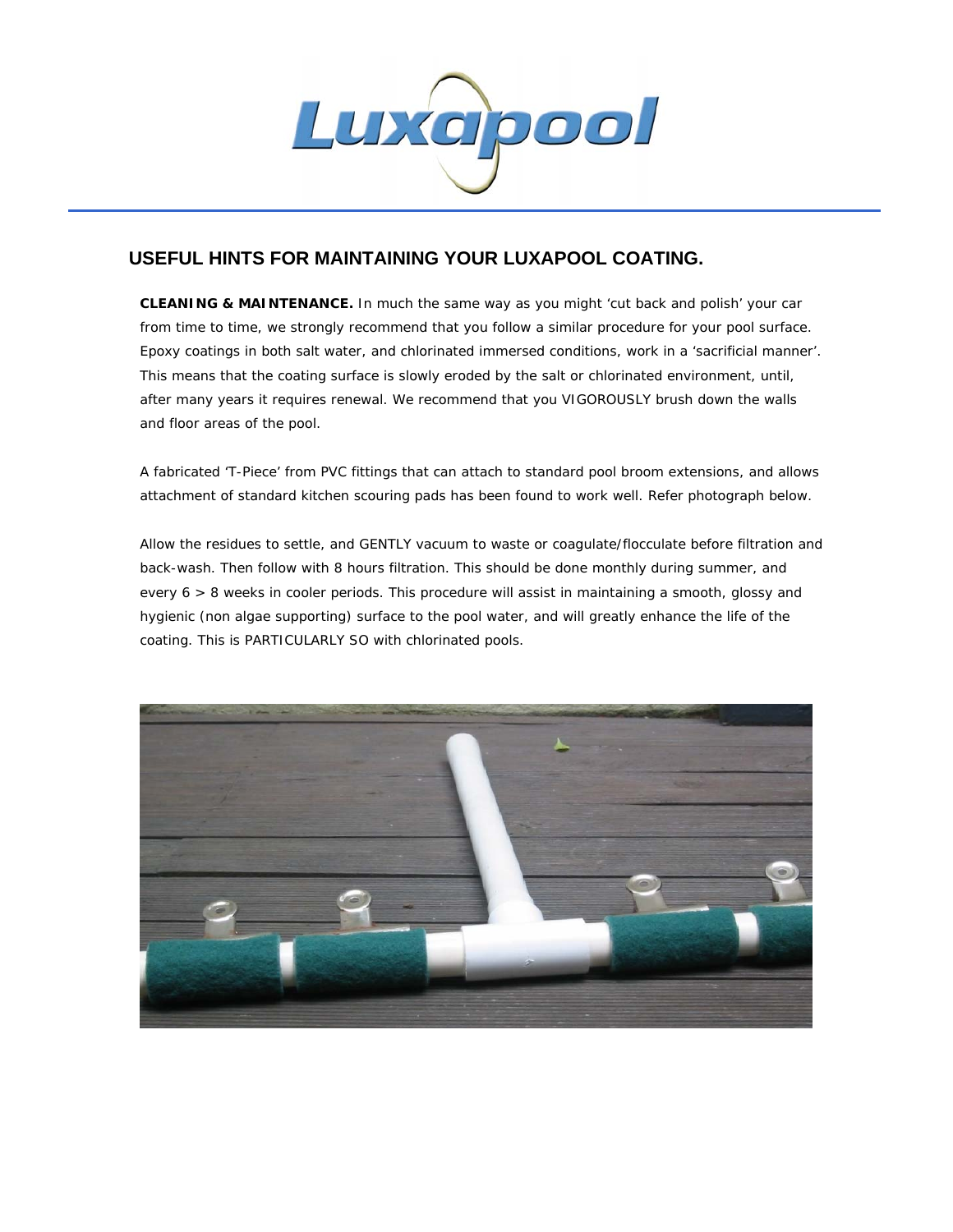## USEFUL HINTS FOR MAINTAINING YOUR LUXAPOOL COATING.

**CLEANING & MAINTENANCE.** In much the same way as you might 'cut back and polish' your car from time to time, we strongly recommend that you follow a similar procedure for your pool surface. Epoxy coatings in both salt water, and chlorinated immersed conditions, work in a 'sacrificial manner'. This means that the coating surface is slowly eroded by the salt or chlorinated environment, until, after many years it requires renewal. We recommend that you VIGOROUSLY brush down the walls and floor areas of the pool.

A fabricated 'T-Piece' from PVC fittings that can attach to standard pool broom extensions, and allows attachment of standard kitchen scouring pads has been found to work well. Refer photograph below.

Allow the residues to settle, and GENTLY vacuum to waste or coagulate/flocculate before filtration and back-wash. Then follow with 8 hours filtration. This should be done monthly during summer, and every 6 > 8 weeks in cooler periods. This procedure will assist in maintaining a smooth, glossy and hygienic (non algae supporting) surface to the pool water, and will greatly enhance the life of the coating. This is PARTICULARLY SO with chlorinated pools.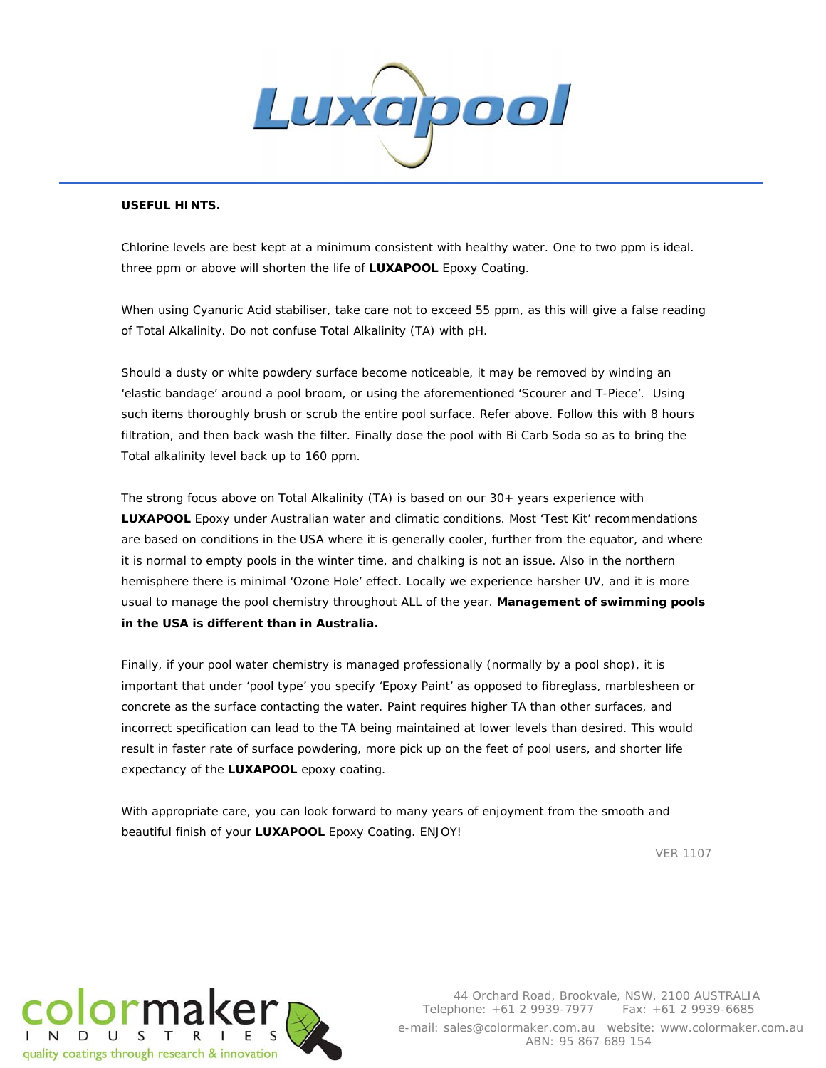**USEFUL HINTS.**

Chlorine levels are best kept at a minimum consistent with healthy water. One to two ppm is ideal. three ppm or above will shorten the life of **LUXAPOOL** Epoxy Coating.

When using Cyanuric Acid stabiliser, take care not to exceed 55 ppm, as this will give a false reading of Total Alkalinity. Do not confuse Total Alkalinity (TA) with pH.

Should a dusty or white powdery surface become noticeable, it may be removed by winding an 'elastic bandage' around a pool broom, or using the aforementioned 'Scourer and T-Piece'. Using such items thoroughly brush or scrub the entire pool surface. Refer above. Follow this with 8 hours filtration, and then back wash the filter. Finally dose the pool with Bi Carb Soda so as to bring the Total alkalinity level back up to 160 ppm.

The strong focus above on Total Alkalinity (TA) is based on our 30+ years experience with **LUXAPOOL** Epoxy under Australian water and climatic conditions. Most 'Test Kit' recommendations are based on conditions in the USA where it is generally cooler, further from the equator, and where it is normal to empty pools in the winter time, and chalking is not an issue. Also in the northern hemisphere there is minimal 'Ozone Hole' effect. Locally we experience harsher UV, and it is more usual to manage the pool chemistry throughout ALL of the year. **Management of swimming pools in the USA is different than in Australia.**

Finally, if your pool water chemistry is managed professionally (normally by a pool shop), it is important that under 'pool type' you specify 'Epoxy Paint' as opposed to fibreglass, marblesheen or concrete as the surface contacting the water. Paint requires higher TA than other surfaces, and incorrect specification can lead to the TA being maintained at lower levels than desired. This would result in faster rate of surface powdering, more pick up on the feet of pool users, and shorter life expectancy of the **LUXAPOOL** epoxy coating.

With appropriate care, you can look forward to many years of enjoyment from the smooth and beautiful finish of your **LUXAPOOL** Epoxy Coating. ENJOY!

VER 1107

colormaker INDUSTRIES
quality coatings through research & innovation

44 Orchard Road, Brookvale, NSW, 2100 AUSTRALIA
Telephone: +61 2 9939-7977 Fax: +61 2 9939-6685
e-mail: sales@colormaker.com.au website: www.colormaker.com.au
ABN: 95 867 689 154